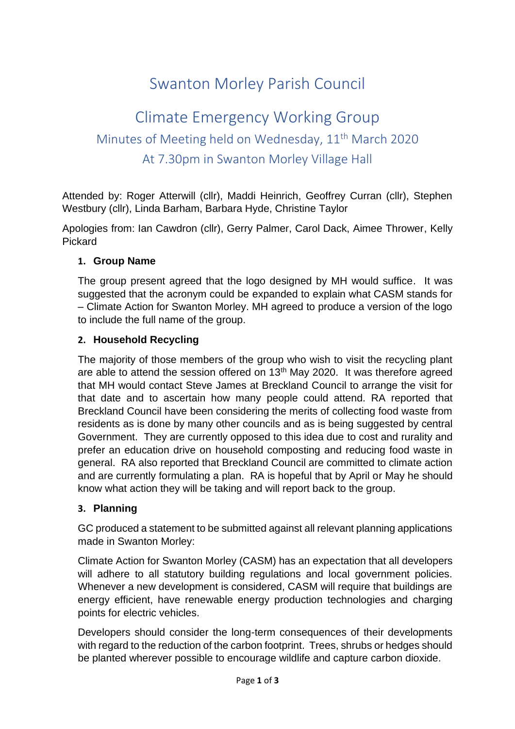# Swanton Morley Parish Council

## Climate Emergency Working Group

### Minutes of Meeting held on Wednesday, 11th March 2020

### At 7.30pm in Swanton Morley Village Hall

Attended by: Roger Atterwill (cllr), Maddi Heinrich, Geoffrey Curran (cllr), Stephen Westbury (cllr), Linda Barham, Barbara Hyde, Christine Taylor

Apologies from: Ian Cawdron (cllr), Gerry Palmer, Carol Dack, Aimee Thrower, Kelly Pickard

1. **Group Name**

   The group present agreed that the logo designed by MH would suffice. It was suggested that the acronym could be expanded to explain what CASM stands for – Climate Action for Swanton Morley. MH agreed to produce a version of the logo to include the full name of the group.

2. **Household Recycling**

   The majority of those members of the group who wish to visit the recycling plant are able to attend the session offered on 13th May 2020. It was therefore agreed that MH would contact Steve James at Breckland Council to arrange the visit for that date and to ascertain how many people could attend. RA reported that Breckland Council have been considering the merits of collecting food waste from residents as is done by many other councils and as is being suggested by central Government. They are currently opposed to this idea due to cost and rurality and prefer an education drive on household composting and reducing food waste in general. RA also reported that Breckland Council are committed to climate action and are currently formulating a plan. RA is hopeful that by April or May he should know what action they will be taking and will report back to the group.

3. **Planning**

   GC produced a statement to be submitted against all relevant planning applications made in Swanton Morley:

   Climate Action for Swanton Morley (CASM) has an expectation that all developers will adhere to all statutory building regulations and local government policies. Whenever a new development is considered, CASM will require that buildings are energy efficient, have renewable energy production technologies and charging points for electric vehicles.

   Developers should consider the long-term consequences of their developments with regard to the reduction of the carbon footprint. Trees, shrubs or hedges should be planted wherever possible to encourage wildlife and capture carbon dioxide.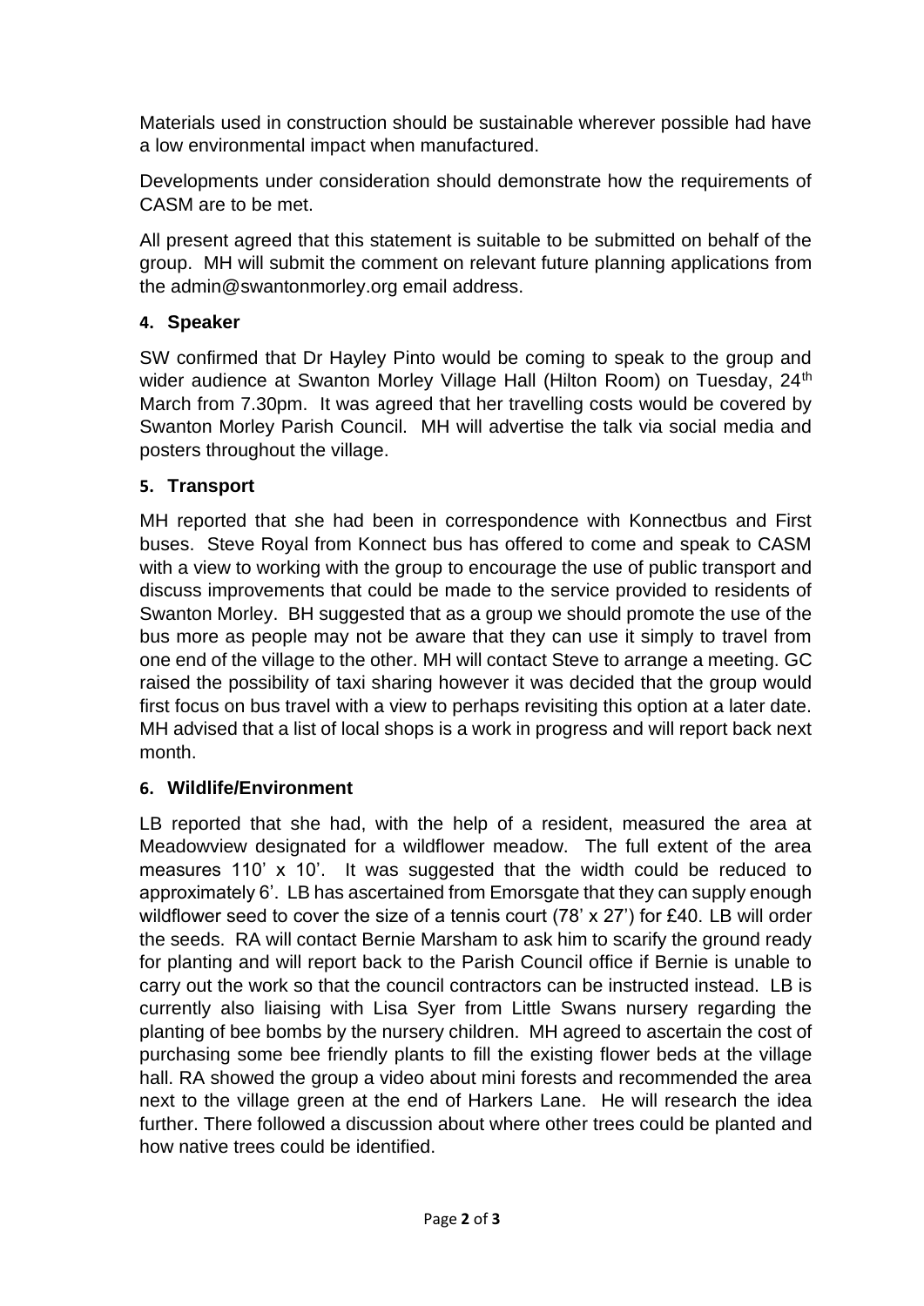Materials used in construction should be sustainable wherever possible had have a low environmental impact when manufactured.

Developments under consideration should demonstrate how the requirements of CASM are to be met.

All present agreed that this statement is suitable to be submitted on behalf of the group. MH will submit the comment on relevant future planning applications from the admin@swantonmorley.org email address.

**4. Speaker**

SW confirmed that Dr Hayley Pinto would be coming to speak to the group and wider audience at Swanton Morley Village Hall (Hilton Room) on Tuesday, 24th March from 7.30pm. It was agreed that her travelling costs would be covered by Swanton Morley Parish Council. MH will advertise the talk via social media and posters throughout the village.

**5. Transport**

MH reported that she had been in correspondence with Konnectbus and First buses. Steve Royal from Konnect bus has offered to come and speak to CASM with a view to working with the group to encourage the use of public transport and discuss improvements that could be made to the service provided to residents of Swanton Morley. BH suggested that as a group we should promote the use of the bus more as people may not be aware that they can use it simply to travel from one end of the village to the other. MH will contact Steve to arrange a meeting. GC raised the possibility of taxi sharing however it was decided that the group would first focus on bus travel with a view to perhaps revisiting this option at a later date. MH advised that a list of local shops is a work in progress and will report back next month.

**6. Wildlife/Environment**

LB reported that she had, with the help of a resident, measured the area at Meadowview designated for a wildflower meadow. The full extent of the area measures 110' x 10'. It was suggested that the width could be reduced to approximately 6'. LB has ascertained from Emorsgate that they can supply enough wildflower seed to cover the size of a tennis court (78' x 27') for £40. LB will order the seeds. RA will contact Bernie Marsham to ask him to scarify the ground ready for planting and will report back to the Parish Council office if Bernie is unable to carry out the work so that the council contractors can be instructed instead. LB is currently also liaising with Lisa Syer from Little Swans nursery regarding the planting of bee bombs by the nursery children. MH agreed to ascertain the cost of purchasing some bee friendly plants to fill the existing flower beds at the village hall. RA showed the group a video about mini forests and recommended the area next to the village green at the end of Harkers Lane. He will research the idea further. There followed a discussion about where other trees could be planted and how native trees could be identified.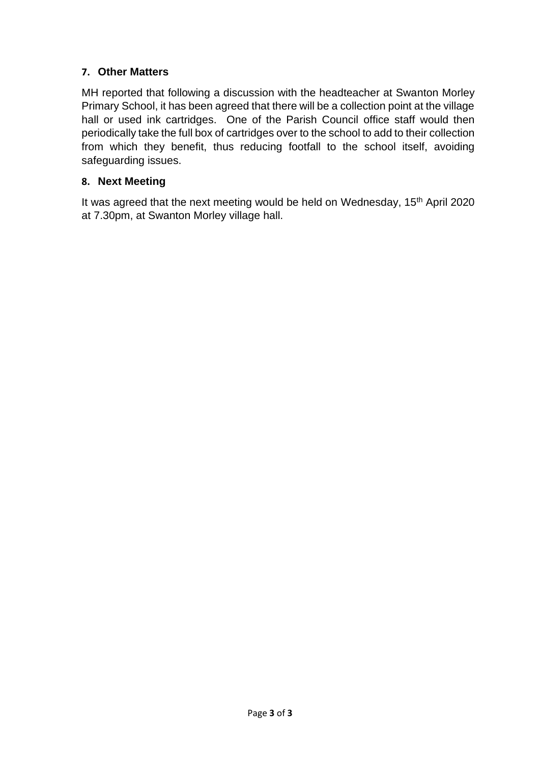## 7. Other Matters

MH reported that following a discussion with the headteacher at Swanton Morley Primary School, it has been agreed that there will be a collection point at the village hall or used ink cartridges. One of the Parish Council office staff would then periodically take the full box of cartridges over to the school to add to their collection from which they benefit, thus reducing footfall to the school itself, avoiding safeguarding issues.

## 8. Next Meeting

It was agreed that the next meeting would be held on Wednesday, 15th April 2020 at 7.30pm, at Swanton Morley village hall.